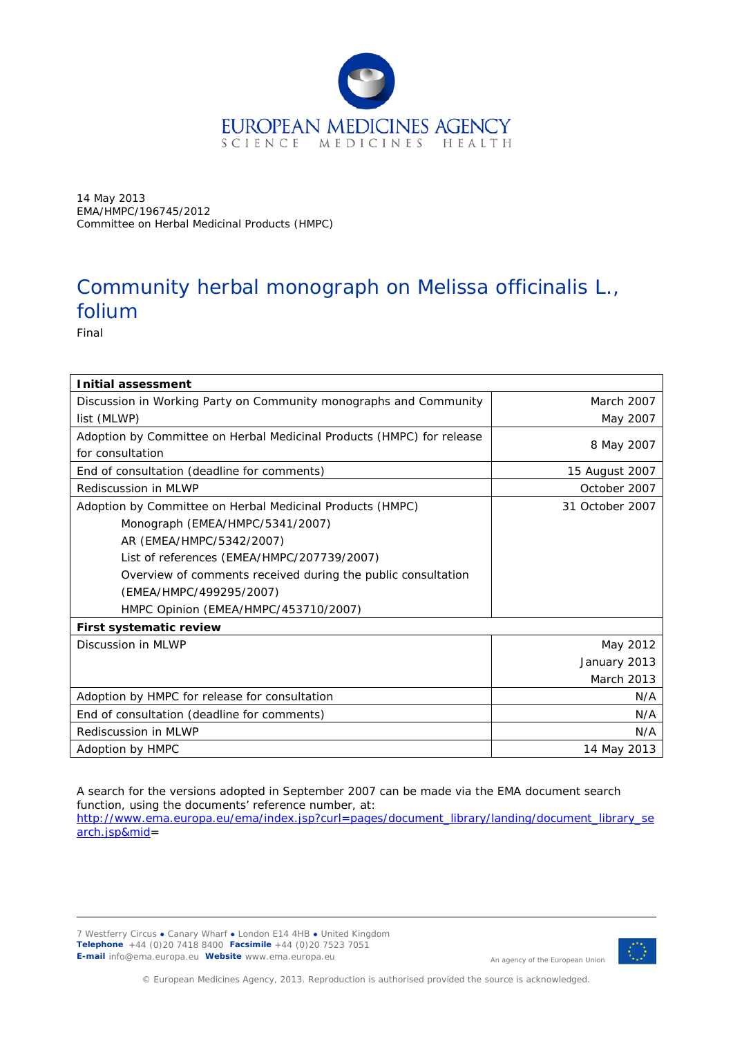EUROPEAN MEDICINES AGENCY
SCIENCE MEDICINES HEALTH

14 May 2013
EMA/HMPC/196745/2012
Committee on Herbal Medicinal Products (HMPC)

# Community herbal monograph on Melissa officinalis L., folium

Final

| **Initial assessment** | |
|---|---|
| Discussion in Working Party on Community monographs and Community list (MLWP) | March 2007<br>May 2007 |
| Adoption by Committee on Herbal Medicinal Products (HMPC) for release for consultation | 8 May 2007 |
| End of consultation (deadline for comments) | 15 August 2007 |
| Rediscussion in MLWP | October 2007 |
| Adoption by Committee on Herbal Medicinal Products (HMPC)<br>Monograph (EMEA/HMPC/5341/2007)<br>AR (EMEA/HMPC/5342/2007)<br>List of references (EMEA/HMPC/207739/2007)<br>Overview of comments received during the public consultation (EMEA/HMPC/499295/2007)<br>HMPC Opinion (EMEA/HMPC/453710/2007) | 31 October 2007 |
| **First systematic review** | |
| Discussion in MLWP | May 2012<br>January 2013<br>March 2013 |
| Adoption by HMPC for release for consultation | N/A |
| End of consultation (deadline for comments) | N/A |
| Rediscussion in MLWP | N/A |
| Adoption by HMPC | 14 May 2013 |

A search for the versions adopted in September 2007 can be made via the EMA document search function, using the documents' reference number, at: http://www.ema.europa.eu/ema/index.jsp?curl=pages/document_library/landing/document_library_search.jsp&mid=

7 Westferry Circus ● Canary Wharf ● London E14 4HB ● United Kingdom
**Telephone** +44 (0)20 7418 8400 **Facsimile** +44 (0)20 7523 7051
**E-mail** info@ema.europa.eu **Website** www.ema.europa.eu

An agency of the European Union

© European Medicines Agency, 2013. Reproduction is authorised provided the source is acknowledged.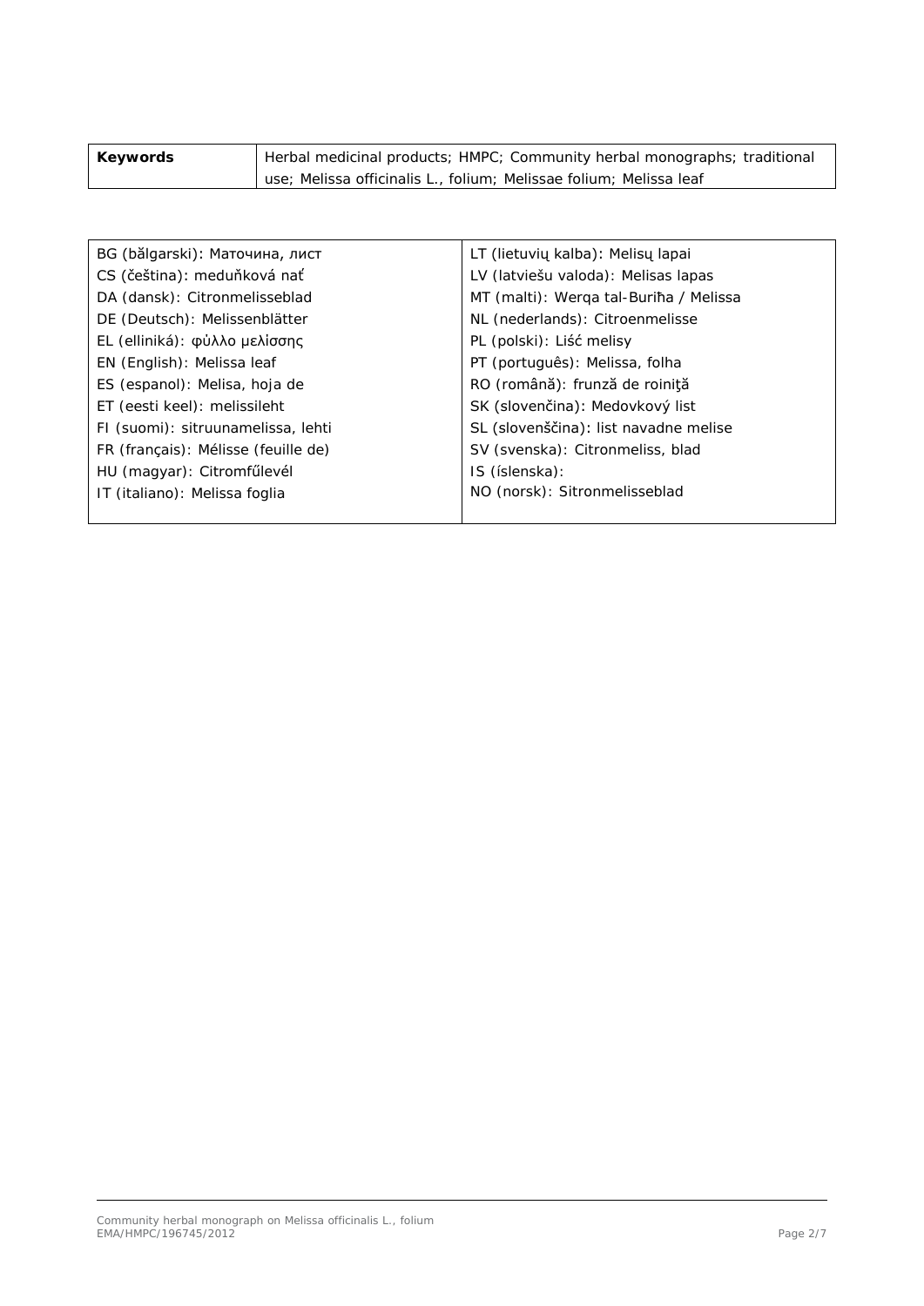| **Keywords** | Herbal medicinal products; HMPC; Community herbal monographs; traditional use; Melissa officinalis L., folium; Melissae folium; Melissa leaf |
|---|---|

| | |
|---|---|
| BG (bălgarski): Маточина, лист | LT (lietuvių kalba): Melisų lapai |
| CS (čeština): meduňková nať | LV (latviešu valoda): Melisas lapas |
| DA (dansk): Citronmelisseblad | MT (malti): Werqa tal-Buriħa / Melissa |
| DE (Deutsch): Melissenblätter | NL (nederlands): Citroenmelisse |
| EL (elliniká): φὐλλο μελὶσσης | PL (polski): Liść melisy |
| EN (English): Melissa leaf | PT (português): Melissa, folha |
| ES (espanol): Melisa, hoja de | RO (română): frunză de roiniţă |
| ET (eesti keel): melissileht | SK (slovenčina): Medovkový list |
| FI (suomi): sitruunamelissa, lehti | SL (slovenščina): list navadne melise |
| FR (français): Mélisse (feuille de) | SV (svenska): Citronmeliss, blad |
| HU (magyar): Citromfűlevél | IS (íslenska): |
| IT (italiano): Melissa foglia | NO (norsk): Sitronmelisseblad |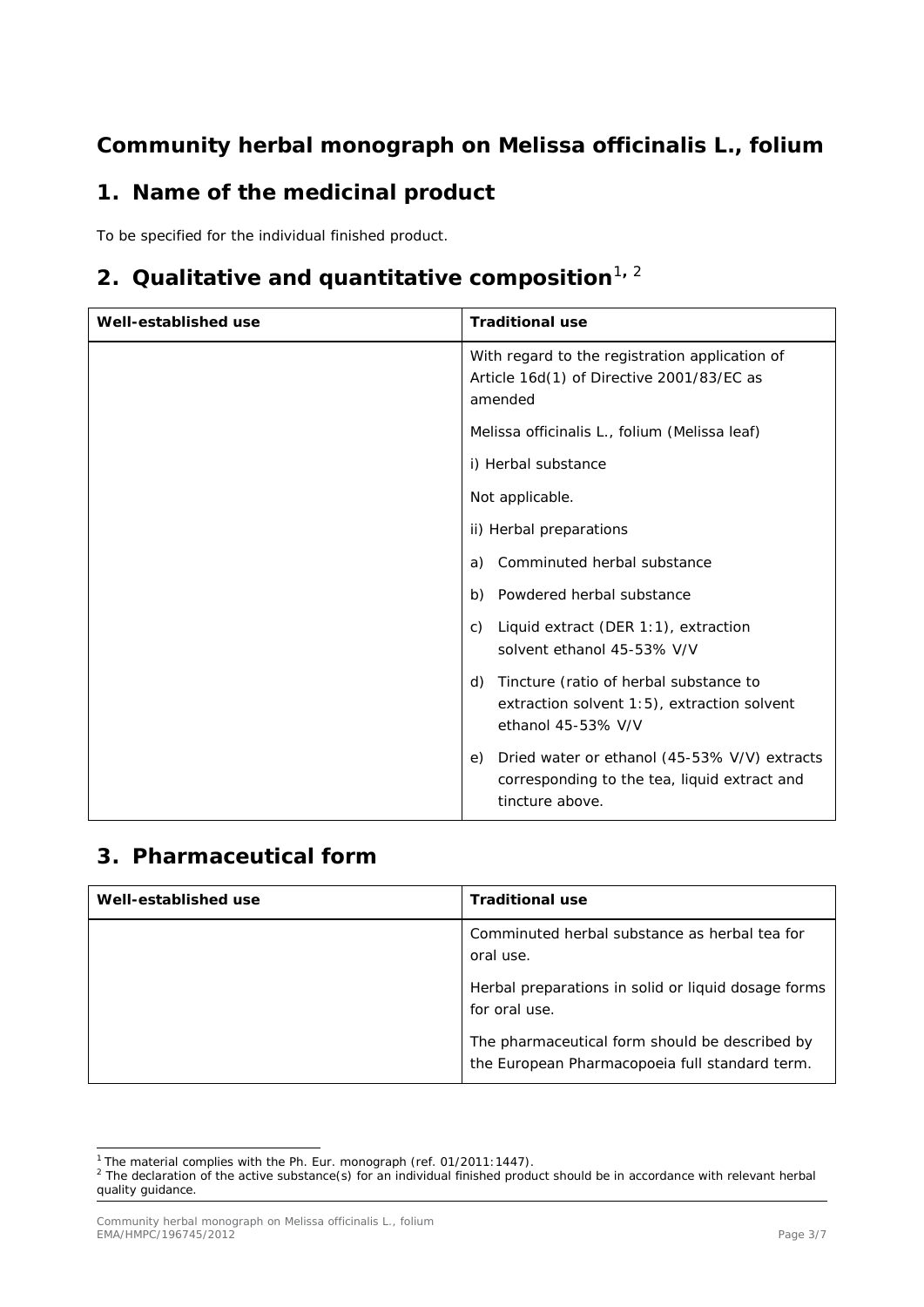# Community herbal monograph on Melissa officinalis L., folium

## 1. Name of the medicinal product

To be specified for the individual finished product.

## 2. Qualitative and quantitative composition[1, 2]

| Well-established use | Traditional use |
|---|---|
| | With regard to the registration application of Article 16d(1) of Directive 2001/83/EC as amended<br><br>Melissa officinalis L., folium (Melissa leaf)<br><br>i) Herbal substance<br><br>Not applicable.<br><br>ii) Herbal preparations<br><br>a) Comminuted herbal substance<br><br>b) Powdered herbal substance<br><br>c) Liquid extract (DER 1:1), extraction solvent ethanol 45-53% V/V<br><br>d) Tincture (ratio of herbal substance to extraction solvent 1:5), extraction solvent ethanol 45-53% V/V<br><br>e) Dried water or ethanol (45-53% V/V) extracts corresponding to the tea, liquid extract and tincture above. |

## 3. Pharmaceutical form

| Well-established use | Traditional use |
|---|---|
| | Comminuted herbal substance as herbal tea for oral use.<br><br>Herbal preparations in solid or liquid dosage forms for oral use.<br><br>The pharmaceutical form should be described by the European Pharmacopoeia full standard term. |

[1] The material complies with the Ph. Eur. monograph (ref. 01/2011:1447).

[2] The declaration of the active substance(s) for an individual finished product should be in accordance with relevant herbal quality guidance.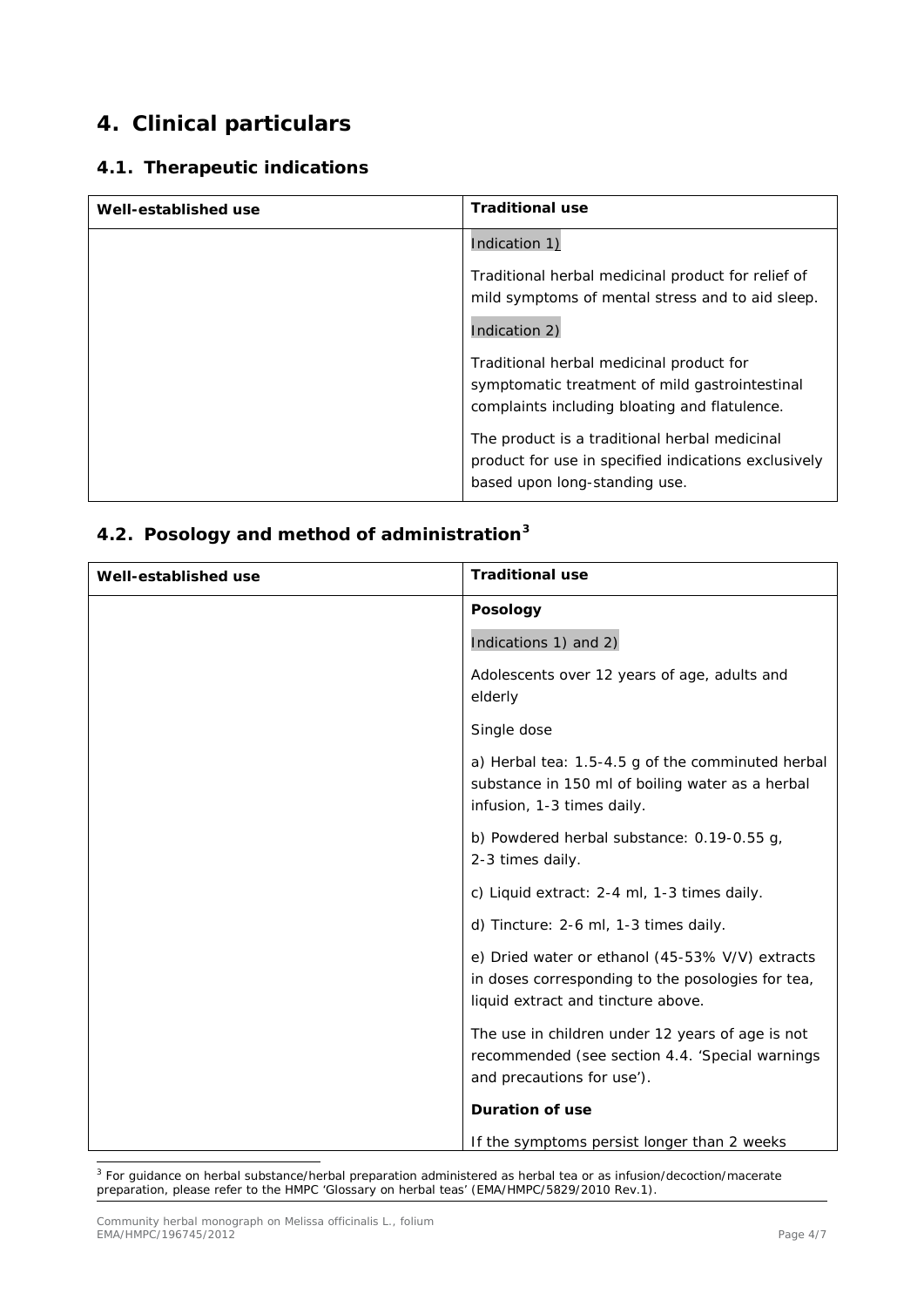## 4. Clinical particulars

### 4.1. Therapeutic indications

| Well-established use | Traditional use |
|---|---|
| | Indication 1)<br><br>Traditional herbal medicinal product for relief of mild symptoms of mental stress and to aid sleep.<br><br>Indication 2)<br><br>Traditional herbal medicinal product for symptomatic treatment of mild gastrointestinal complaints including bloating and flatulence.<br><br>The product is a traditional herbal medicinal product for use in specified indications exclusively based upon long-standing use. |

### 4.2. Posology and method of administration[3]

| Well-established use | Traditional use |
|---|---|
| | **Posology**<br><br>Indications 1) and 2)<br><br>Adolescents over 12 years of age, adults and elderly<br><br>Single dose<br><br>a) Herbal tea: 1.5-4.5 g of the comminuted herbal substance in 150 ml of boiling water as a herbal infusion, 1-3 times daily.<br><br>b) Powdered herbal substance: 0.19-0.55 g, 2-3 times daily.<br><br>c) Liquid extract: 2-4 ml, 1-3 times daily.<br><br>d) Tincture: 2-6 ml, 1-3 times daily.<br><br>e) Dried water or ethanol (45-53% V/V) extracts in doses corresponding to the posologies for tea, liquid extract and tincture above.<br><br>The use in children under 12 years of age is not recommended (see section 4.4. 'Special warnings and precautions for use').<br><br>**Duration of use**<br><br>If the symptoms persist longer than 2 weeks |

[3] For guidance on herbal substance/herbal preparation administered as herbal tea or as infusion/decoction/macerate preparation, please refer to the HMPC 'Glossary on herbal teas' (EMA/HMPC/5829/2010 Rev.1).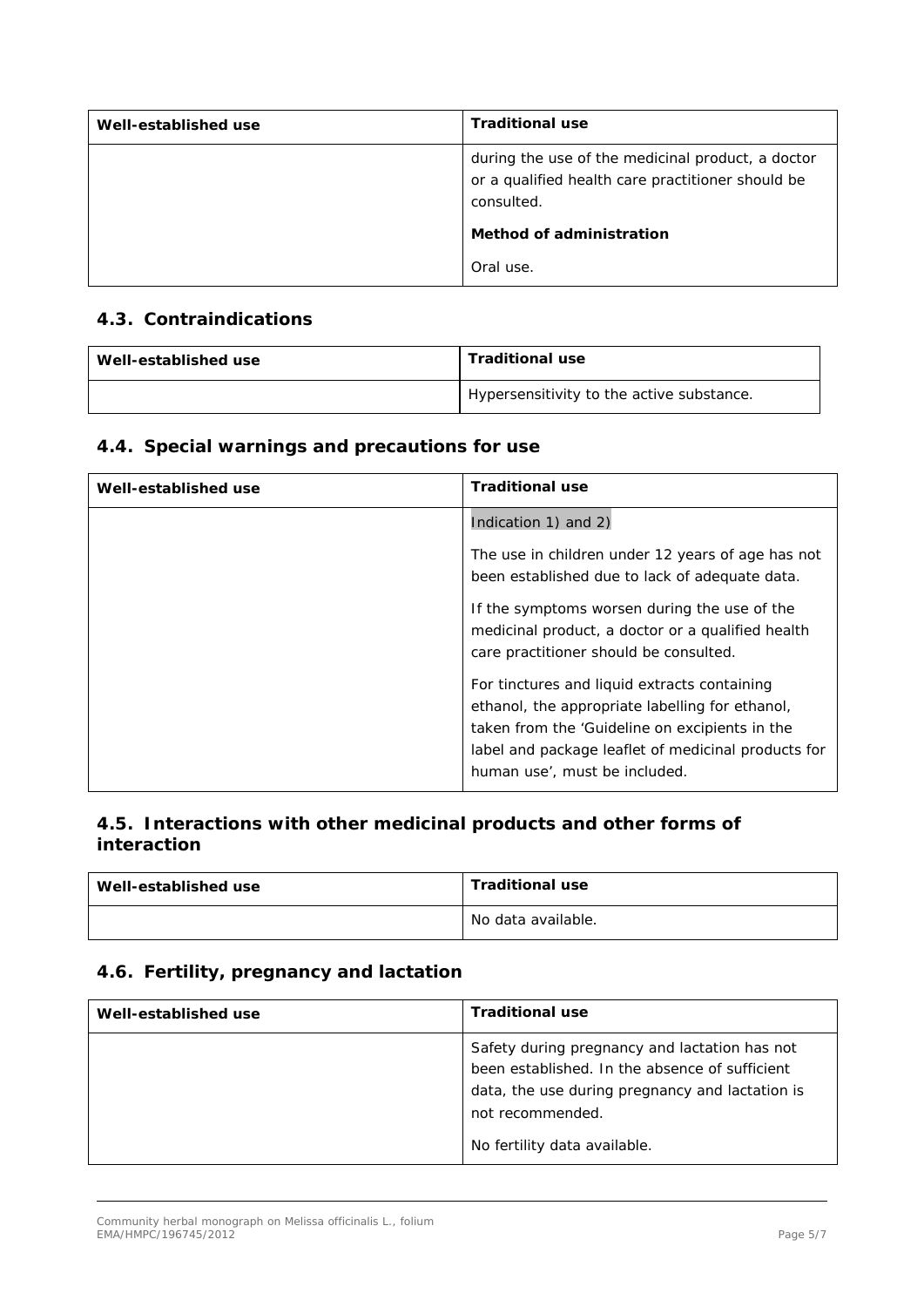| Well-established use | Traditional use |
|---|---|
| | during the use of the medicinal product, a doctor or a qualified health care practitioner should be consulted.<br><br>**Method of administration**<br><br>Oral use. |

## 4.3. Contraindications

| Well-established use | Traditional use |
|---|---|
| | Hypersensitivity to the active substance. |

## 4.4. Special warnings and precautions for use

| Well-established use | Traditional use |
|---|---|
| | Indication 1) and 2)<br><br>The use in children under 12 years of age has not been established due to lack of adequate data.<br><br>If the symptoms worsen during the use of the medicinal product, a doctor or a qualified health care practitioner should be consulted.<br><br>For tinctures and liquid extracts containing ethanol, the appropriate labelling for ethanol, taken from the 'Guideline on excipients in the label and package leaflet of medicinal products for human use', must be included. |

## 4.5. Interactions with other medicinal products and other forms of interaction

| Well-established use | Traditional use |
|---|---|
| | No data available. |

## 4.6. Fertility, pregnancy and lactation

| Well-established use | Traditional use |
|---|---|
| | Safety during pregnancy and lactation has not been established. In the absence of sufficient data, the use during pregnancy and lactation is not recommended.<br><br>No fertility data available. |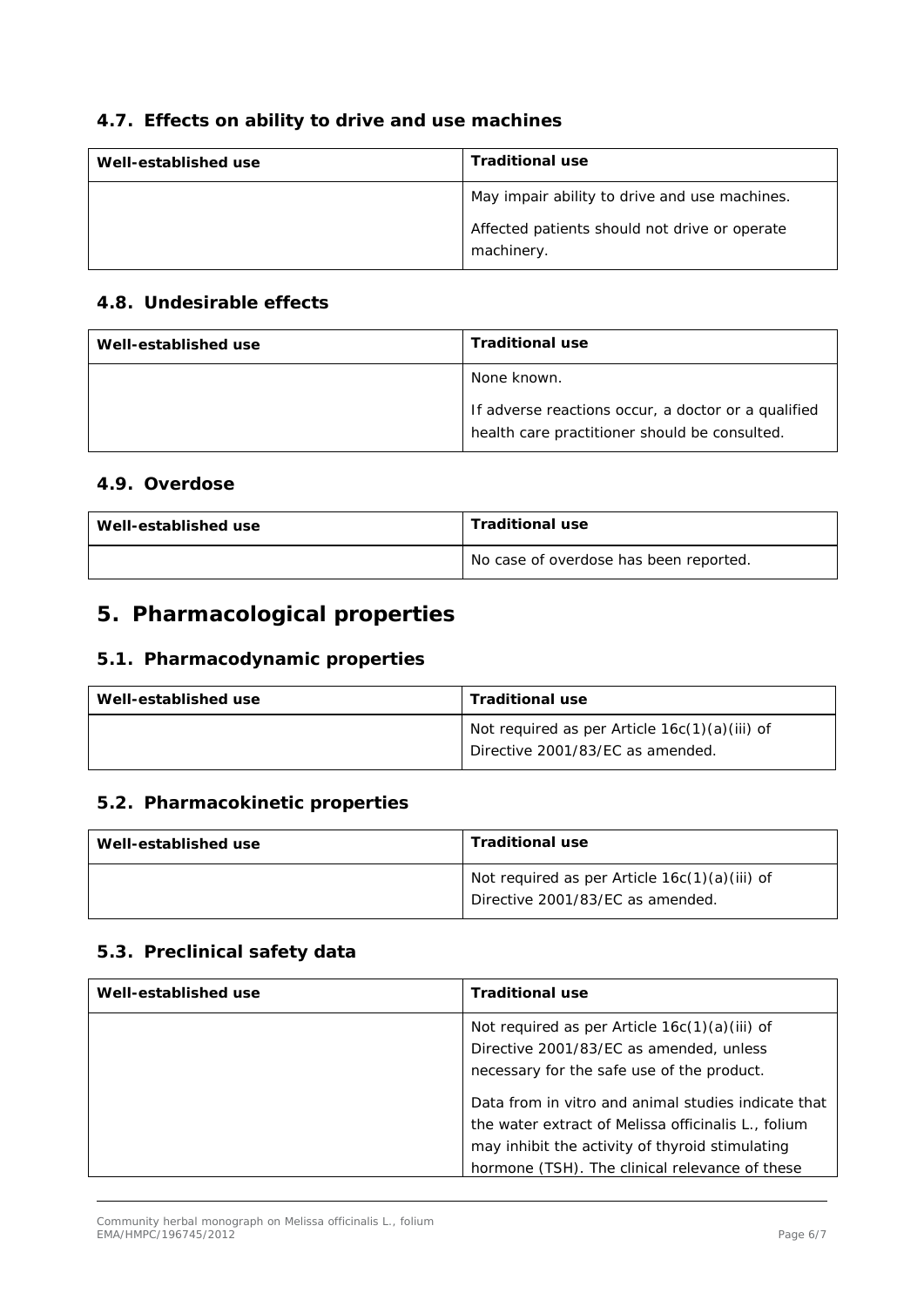### 4.7. Effects on ability to drive and use machines

| Well-established use | Traditional use |
| --- | --- |
| | May impair ability to drive and use machines.<br><br>Affected patients should not drive or operate machinery. |

### 4.8. Undesirable effects

| Well-established use | Traditional use |
| --- | --- |
| | None known.<br><br>If adverse reactions occur, a doctor or a qualified health care practitioner should be consulted. |

### 4.9. Overdose

| Well-established use | Traditional use |
| --- | --- |
| | No case of overdose has been reported. |

## 5. Pharmacological properties

### 5.1. Pharmacodynamic properties

| Well-established use | Traditional use |
| --- | --- |
| | Not required as per Article 16c(1)(a)(iii) of Directive 2001/83/EC as amended. |

### 5.2. Pharmacokinetic properties

| Well-established use | Traditional use |
| --- | --- |
| | Not required as per Article 16c(1)(a)(iii) of Directive 2001/83/EC as amended. |

### 5.3. Preclinical safety data

| Well-established use | Traditional use |
| --- | --- |
| | Not required as per Article 16c(1)(a)(iii) of Directive 2001/83/EC as amended, unless necessary for the safe use of the product.<br><br>Data from in vitro and animal studies indicate that the water extract of Melissa officinalis L., folium may inhibit the activity of thyroid stimulating hormone (TSH). The clinical relevance of these |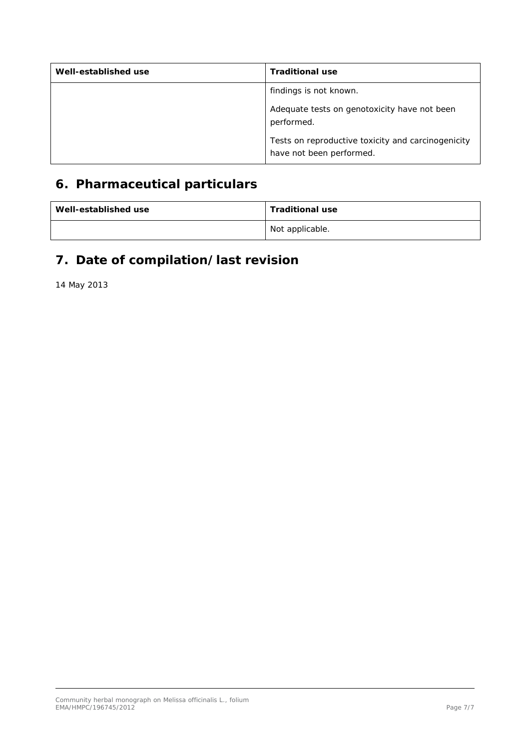| Well-established use | Traditional use |
| --- | --- |
| | findings is not known.<br><br>Adequate tests on genotoxicity have not been performed.<br><br>Tests on reproductive toxicity and carcinogenicity have not been performed. |

## 6. Pharmaceutical particulars

| Well-established use | Traditional use |
| --- | --- |
| | Not applicable. |

## 7. Date of compilation/last revision

14 May 2013